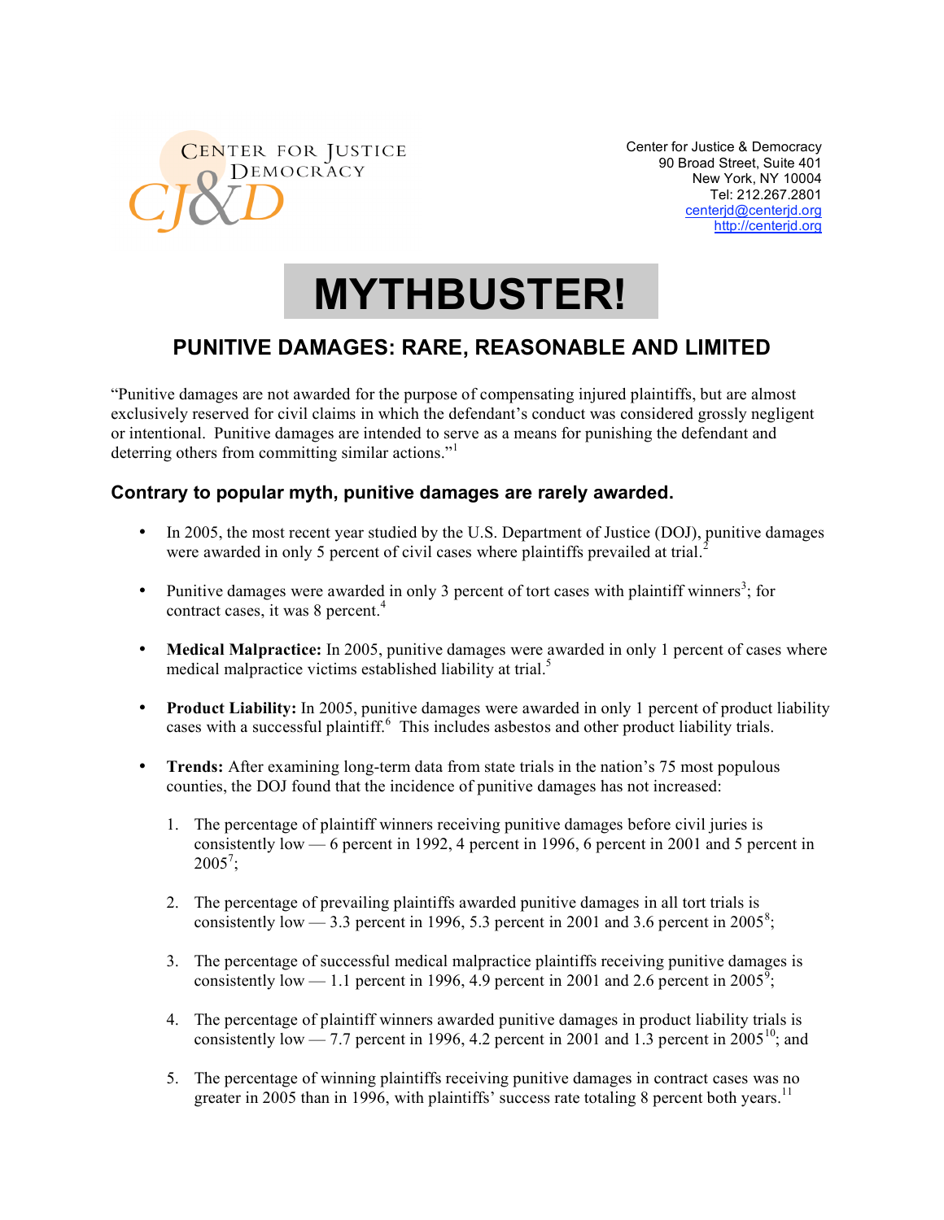Center for Justice & Democracy
90 Broad Street, Suite 401
New York, NY 10004
Tel: 212.267.2801
centerjd@centerjd.org
http://centerjd.org

# MYTHBUSTER!

## PUNITIVE DAMAGES: RARE, REASONABLE AND LIMITED

"Punitive damages are not awarded for the purpose of compensating injured plaintiffs, but are almost exclusively reserved for civil claims in which the defendant's conduct was considered grossly negligent or intentional. Punitive damages are intended to serve as a means for punishing the defendant and deterring others from committing similar actions."[1]

### Contrary to popular myth, punitive damages are rarely awarded.

- In 2005, the most recent year studied by the U.S. Department of Justice (DOJ), punitive damages were awarded in only 5 percent of civil cases where plaintiffs prevailed at trial.[2]

- Punitive damages were awarded in only 3 percent of tort cases with plaintiff winners[3]; for contract cases, it was 8 percent.[4]

- **Medical Malpractice:** In 2005, punitive damages were awarded in only 1 percent of cases where medical malpractice victims established liability at trial.[5]

- **Product Liability:** In 2005, punitive damages were awarded in only 1 percent of product liability cases with a successful plaintiff.[6] This includes asbestos and other product liability trials.

- **Trends:** After examining long-term data from state trials in the nation's 75 most populous counties, the DOJ found that the incidence of punitive damages has not increased:

  1. The percentage of plaintiff winners receiving punitive damages before civil juries is consistently low — 6 percent in 1992, 4 percent in 1996, 6 percent in 2001 and 5 percent in 2005[7];

  2. The percentage of prevailing plaintiffs awarded punitive damages in all tort trials is consistently low — 3.3 percent in 1996, 5.3 percent in 2001 and 3.6 percent in 2005[8];

  3. The percentage of successful medical malpractice plaintiffs receiving punitive damages is consistently low — 1.1 percent in 1996, 4.9 percent in 2001 and 2.6 percent in 2005[9];

  4. The percentage of plaintiff winners awarded punitive damages in product liability trials is consistently low — 7.7 percent in 1996, 4.2 percent in 2001 and 1.3 percent in 2005[10]; and

  5. The percentage of winning plaintiffs receiving punitive damages in contract cases was no greater in 2005 than in 1996, with plaintiffs' success rate totaling 8 percent both years.[11]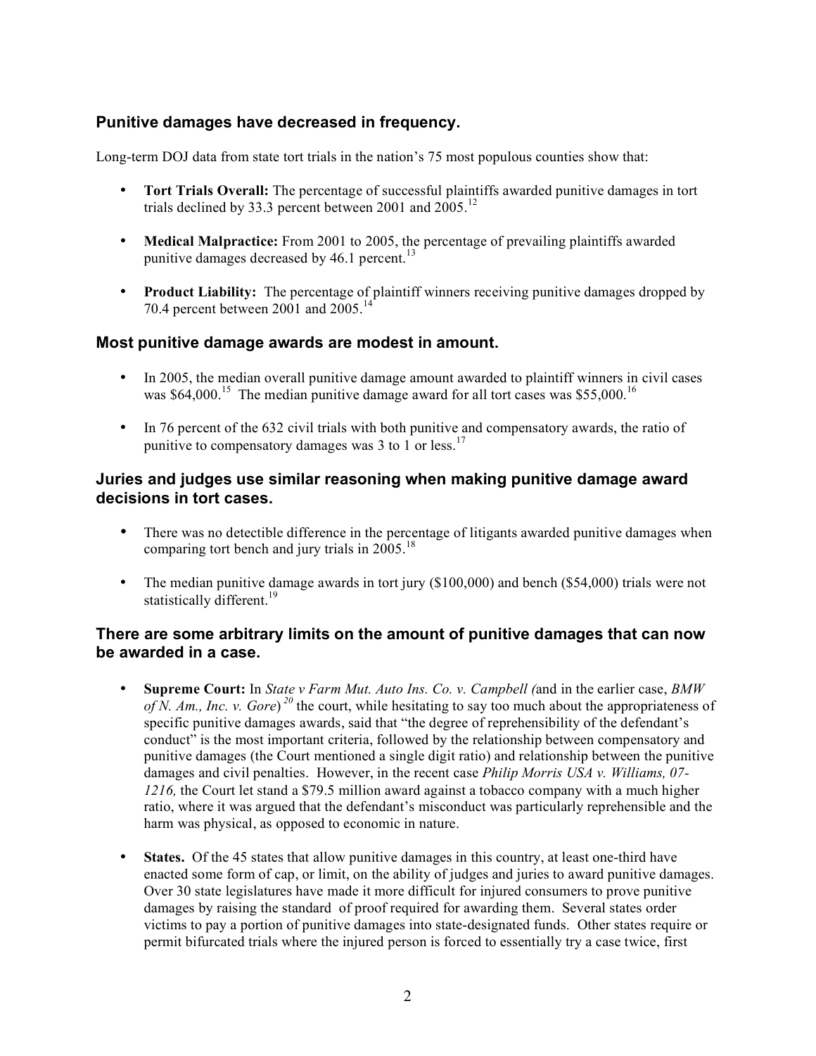## Punitive damages have decreased in frequency.

Long-term DOJ data from state tort trials in the nation's 75 most populous counties show that:

- **Tort Trials Overall:** The percentage of successful plaintiffs awarded punitive damages in tort trials declined by 33.3 percent between 2001 and 2005.[12]

- **Medical Malpractice:** From 2001 to 2005, the percentage of prevailing plaintiffs awarded punitive damages decreased by 46.1 percent.[13]

- **Product Liability:** The percentage of plaintiff winners receiving punitive damages dropped by 70.4 percent between 2001 and 2005.[14]

## Most punitive damage awards are modest in amount.

- In 2005, the median overall punitive damage amount awarded to plaintiff winners in civil cases was $64,000.[15] The median punitive damage award for all tort cases was $55,000.[16]

- In 76 percent of the 632 civil trials with both punitive and compensatory awards, the ratio of punitive to compensatory damages was 3 to 1 or less.[17]

## Juries and judges use similar reasoning when making punitive damage award decisions in tort cases.

- There was no detectible difference in the percentage of litigants awarded punitive damages when comparing tort bench and jury trials in 2005.[18]

- The median punitive damage awards in tort jury ($100,000) and bench ($54,000) trials were not statistically different.[19]

## There are some arbitrary limits on the amount of punitive damages that can now be awarded in a case.

- **Supreme Court:** In *State v Farm Mut. Auto Ins. Co. v. Campbell (*and in the earlier case, *BMW of N. Am., Inc. v. Gore*)[20] the court, while hesitating to say too much about the appropriateness of specific punitive damages awards, said that "the degree of reprehensibility of the defendant's conduct" is the most important criteria, followed by the relationship between compensatory and punitive damages (the Court mentioned a single digit ratio) and relationship between the punitive damages and civil penalties. However, in the recent case *Philip Morris USA v. Williams, 07-1216,* the Court let stand a $79.5 million award against a tobacco company with a much higher ratio, where it was argued that the defendant's misconduct was particularly reprehensible and the harm was physical, as opposed to economic in nature.

- **States.** Of the 45 states that allow punitive damages in this country, at least one-third have enacted some form of cap, or limit, on the ability of judges and juries to award punitive damages. Over 30 state legislatures have made it more difficult for injured consumers to prove punitive damages by raising the standard of proof required for awarding them. Several states order victims to pay a portion of punitive damages into state-designated funds. Other states require or permit bifurcated trials where the injured person is forced to essentially try a case twice, first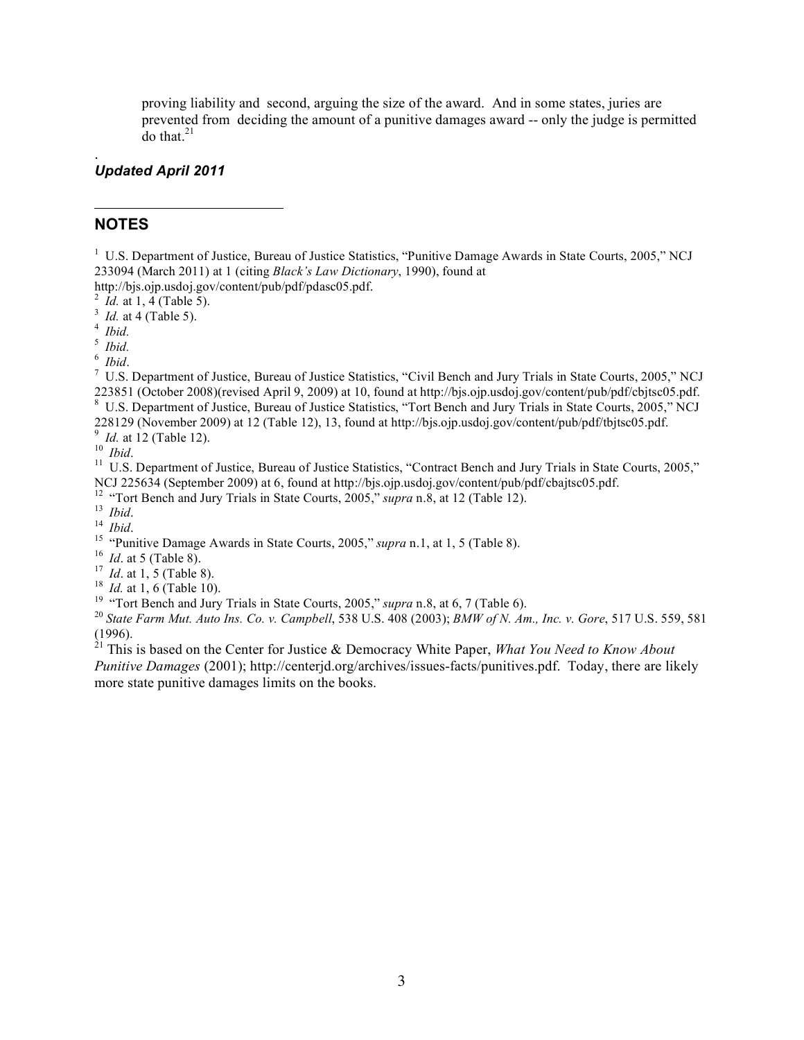proving liability and second, arguing the size of the award. And in some states, juries are prevented from deciding the amount of a punitive damages award -- only the judge is permitted do that.[21]

.

***Updated April 2011***

---

## NOTES

[1] U.S. Department of Justice, Bureau of Justice Statistics, "Punitive Damage Awards in State Courts, 2005," NCJ 233094 (March 2011) at 1 (citing *Black's Law Dictionary*, 1990), found at http://bjs.ojp.usdoj.gov/content/pub/pdf/pdasc05.pdf.

[2] *Id.* at 1, 4 (Table 5).

[3] *Id.* at 4 (Table 5).

[4] *Ibid.*

[5] *Ibid.*

[6] *Ibid*.

[7] U.S. Department of Justice, Bureau of Justice Statistics, "Civil Bench and Jury Trials in State Courts, 2005," NCJ 223851 (October 2008)(revised April 9, 2009) at 10, found at http://bjs.ojp.usdoj.gov/content/pub/pdf/cbjtsc05.pdf.

[8] U.S. Department of Justice, Bureau of Justice Statistics, "Tort Bench and Jury Trials in State Courts, 2005," NCJ 228129 (November 2009) at 12 (Table 12), 13, found at http://bjs.ojp.usdoj.gov/content/pub/pdf/tbjtsc05.pdf.

[9] *Id.* at 12 (Table 12).

[10] *Ibid*.

[11] U.S. Department of Justice, Bureau of Justice Statistics, "Contract Bench and Jury Trials in State Courts, 2005," NCJ 225634 (September 2009) at 6, found at http://bjs.ojp.usdoj.gov/content/pub/pdf/cbajtsc05.pdf.

[12] "Tort Bench and Jury Trials in State Courts, 2005," *supra* n.8, at 12 (Table 12).

[13] *Ibid*.

[14] *Ibid*.

[15] "Punitive Damage Awards in State Courts, 2005," *supra* n.1, at 1, 5 (Table 8).

[16] *Id*. at 5 (Table 8).

[17] *Id*. at 1, 5 (Table 8).

[18] *Id.* at 1, 6 (Table 10).

[19] "Tort Bench and Jury Trials in State Courts, 2005," *supra* n.8, at 6, 7 (Table 6).

[20] *State Farm Mut. Auto Ins. Co. v. Campbell*, 538 U.S. 408 (2003); *BMW of N. Am., Inc. v. Gore*, 517 U.S. 559, 581 (1996).

[21] This is based on the Center for Justice & Democracy White Paper, *What You Need to Know About Punitive Damages* (2001); http://centerjd.org/archives/issues-facts/punitives.pdf. Today, there are likely more state punitive damages limits on the books.